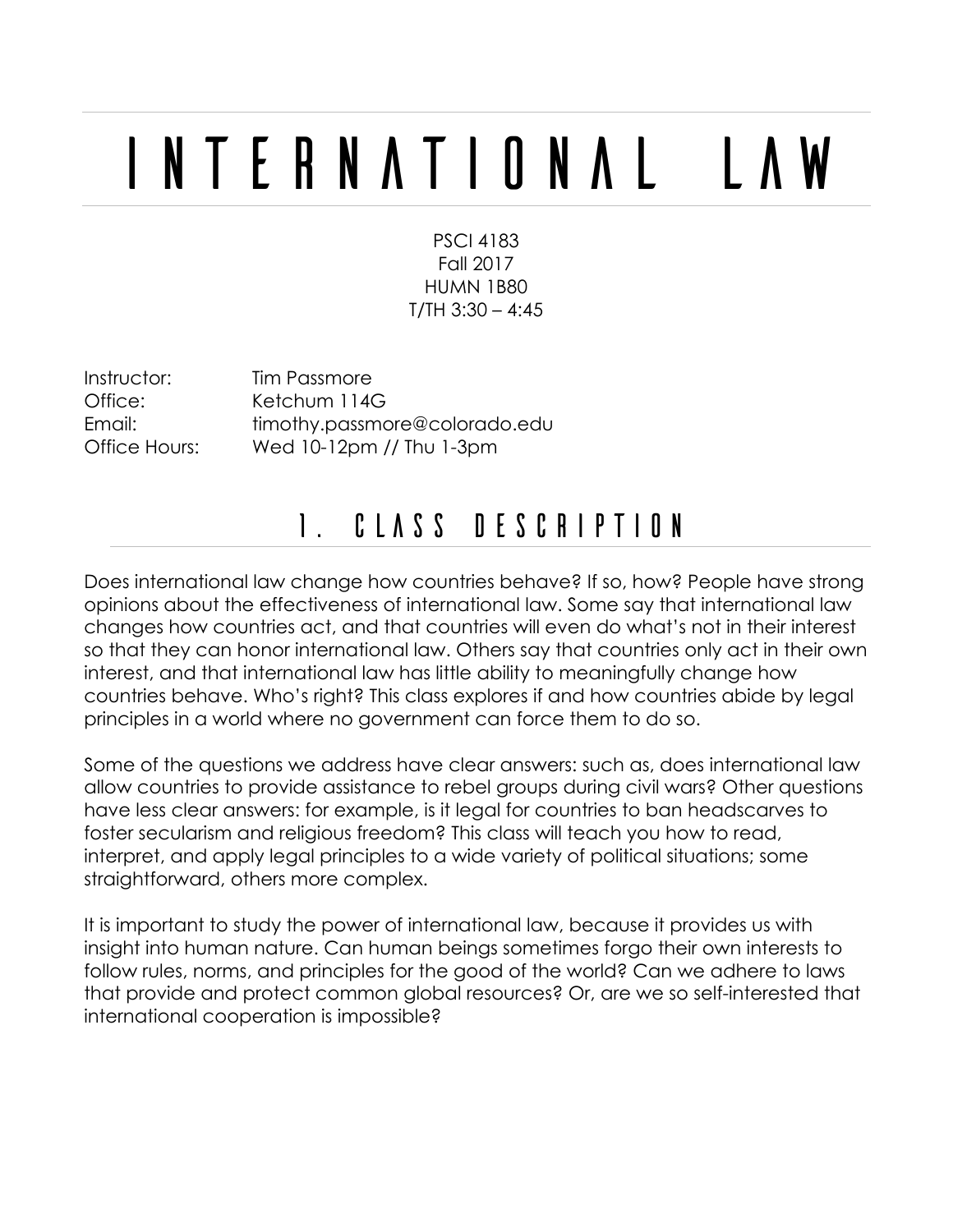# INTERNATIONAL LAW

PSCI 4183
Fall 2017
HUMN 1B80
T/TH 3:30 – 4:45

| | |
|---|---|
| Instructor: | Tim Passmore |
| Office: | Ketchum 114G |
| Email: | timothy.passmore@colorado.edu |
| Office Hours: | Wed 10-12pm // Thu 1-3pm |

## 1. CLASS DESCRIPTION

Does international law change how countries behave? If so, how? People have strong opinions about the effectiveness of international law. Some say that international law changes how countries act, and that countries will even do what's not in their interest so that they can honor international law. Others say that countries only act in their own interest, and that international law has little ability to meaningfully change how countries behave. Who's right? This class explores if and how countries abide by legal principles in a world where no government can force them to do so.

Some of the questions we address have clear answers: such as, does international law allow countries to provide assistance to rebel groups during civil wars? Other questions have less clear answers: for example, is it legal for countries to ban headscarves to foster secularism and religious freedom? This class will teach you how to read, interpret, and apply legal principles to a wide variety of political situations; some straightforward, others more complex.

It is important to study the power of international law, because it provides us with insight into human nature. Can human beings sometimes forgo their own interests to follow rules, norms, and principles for the good of the world? Can we adhere to laws that provide and protect common global resources? Or, are we so self-interested that international cooperation is impossible?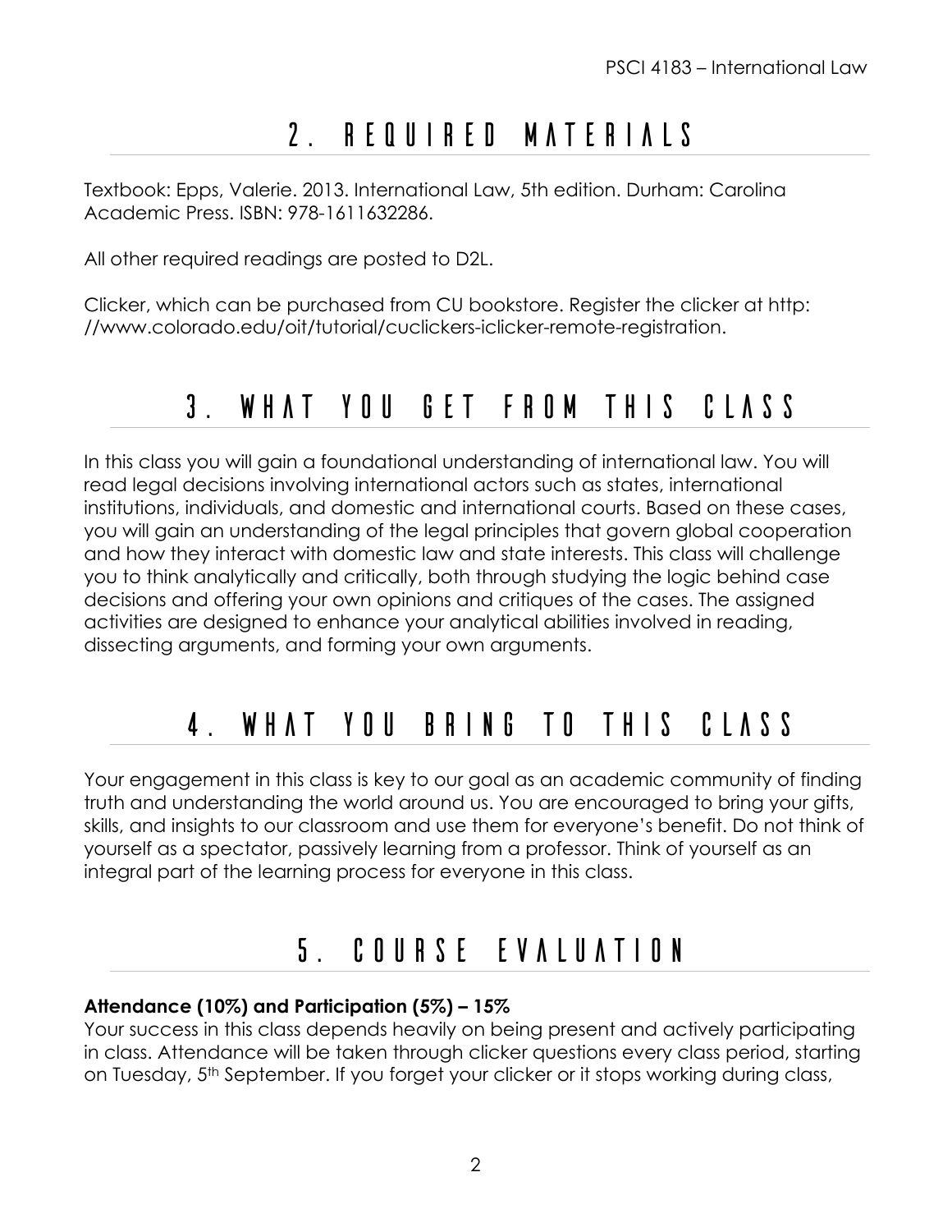## 2. REQUIRED MATERIALS

Textbook: Epps, Valerie. 2013. International Law, 5th edition. Durham: Carolina Academic Press. ISBN: 978-1611632286.

All other required readings are posted to D2L.

Clicker, which can be purchased from CU bookstore. Register the clicker at http: //www.colorado.edu/oit/tutorial/cuclickers-iclicker-remote-registration.

## 3. WHAT YOU GET FROM THIS CLASS

In this class you will gain a foundational understanding of international law. You will read legal decisions involving international actors such as states, international institutions, individuals, and domestic and international courts. Based on these cases, you will gain an understanding of the legal principles that govern global cooperation and how they interact with domestic law and state interests. This class will challenge you to think analytically and critically, both through studying the logic behind case decisions and offering your own opinions and critiques of the cases. The assigned activities are designed to enhance your analytical abilities involved in reading, dissecting arguments, and forming your own arguments.

## 4. WHAT YOU BRING TO THIS CLASS

Your engagement in this class is key to our goal as an academic community of finding truth and understanding the world around us. You are encouraged to bring your gifts, skills, and insights to our classroom and use them for everyone's benefit. Do not think of yourself as a spectator, passively learning from a professor. Think of yourself as an integral part of the learning process for everyone in this class.

## 5. COURSE EVALUATION

**Attendance (10%) and Participation (5%) – 15%**

Your success in this class depends heavily on being present and actively participating in class. Attendance will be taken through clicker questions every class period, starting on Tuesday, 5th September. If you forget your clicker or it stops working during class,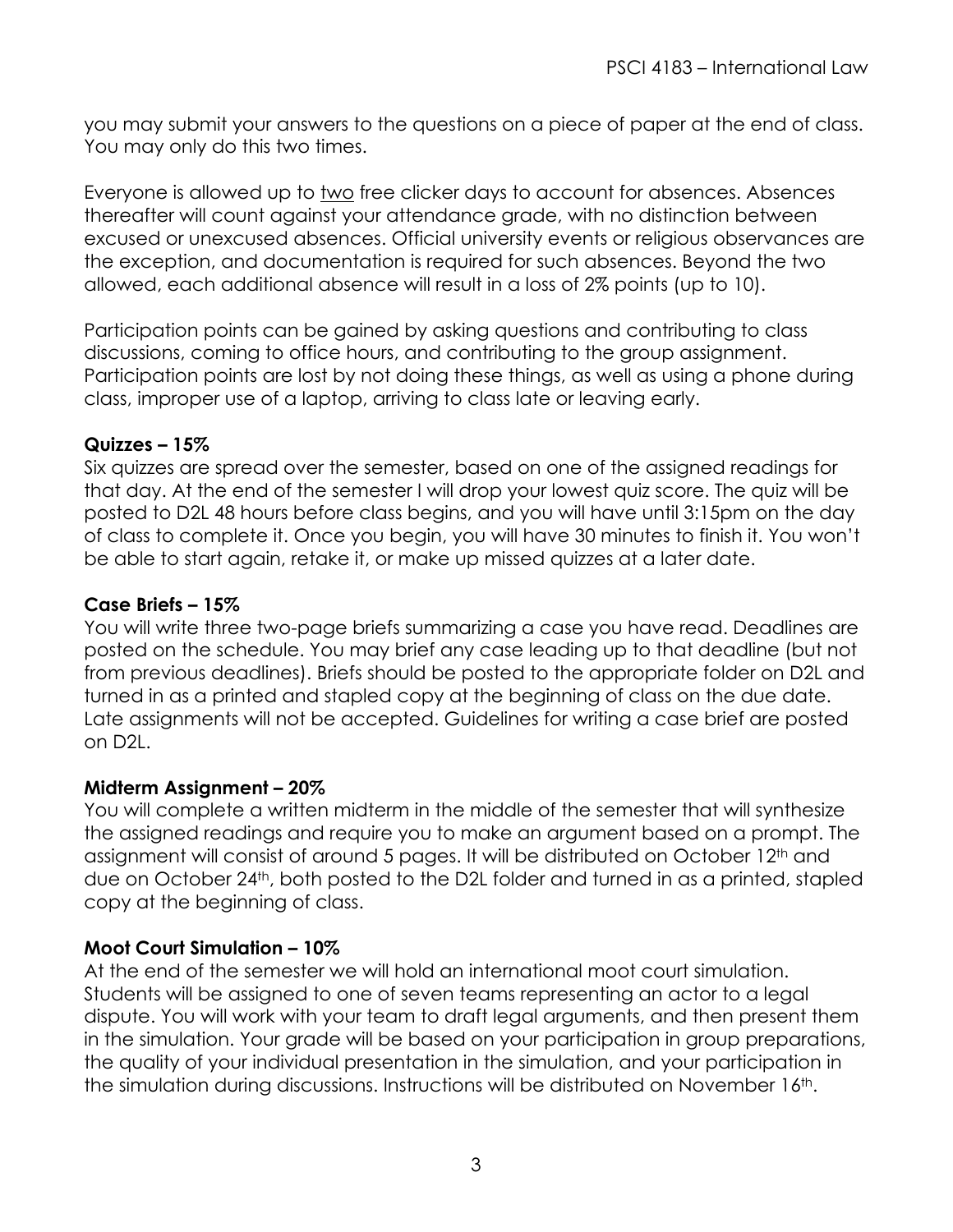you may submit your answers to the questions on a piece of paper at the end of class. You may only do this two times.

Everyone is allowed up to <u>two</u> free clicker days to account for absences. Absences thereafter will count against your attendance grade, with no distinction between excused or unexcused absences. Official university events or religious observances are the exception, and documentation is required for such absences. Beyond the two allowed, each additional absence will result in a loss of 2% points (up to 10).

Participation points can be gained by asking questions and contributing to class discussions, coming to office hours, and contributing to the group assignment. Participation points are lost by not doing these things, as well as using a phone during class, improper use of a laptop, arriving to class late or leaving early.

**Quizzes – 15%**

Six quizzes are spread over the semester, based on one of the assigned readings for that day. At the end of the semester I will drop your lowest quiz score. The quiz will be posted to D2L 48 hours before class begins, and you will have until 3:15pm on the day of class to complete it. Once you begin, you will have 30 minutes to finish it. You won't be able to start again, retake it, or make up missed quizzes at a later date.

**Case Briefs – 15%**

You will write three two-page briefs summarizing a case you have read. Deadlines are posted on the schedule. You may brief any case leading up to that deadline (but not from previous deadlines). Briefs should be posted to the appropriate folder on D2L and turned in as a printed and stapled copy at the beginning of class on the due date. Late assignments will not be accepted. Guidelines for writing a case brief are posted on D2L.

**Midterm Assignment – 20%**

You will complete a written midterm in the middle of the semester that will synthesize the assigned readings and require you to make an argument based on a prompt. The assignment will consist of around 5 pages. It will be distributed on October 12th and due on October 24th, both posted to the D2L folder and turned in as a printed, stapled copy at the beginning of class.

**Moot Court Simulation – 10%**

At the end of the semester we will hold an international moot court simulation. Students will be assigned to one of seven teams representing an actor to a legal dispute. You will work with your team to draft legal arguments, and then present them in the simulation. Your grade will be based on your participation in group preparations, the quality of your individual presentation in the simulation, and your participation in the simulation during discussions. Instructions will be distributed on November 16th.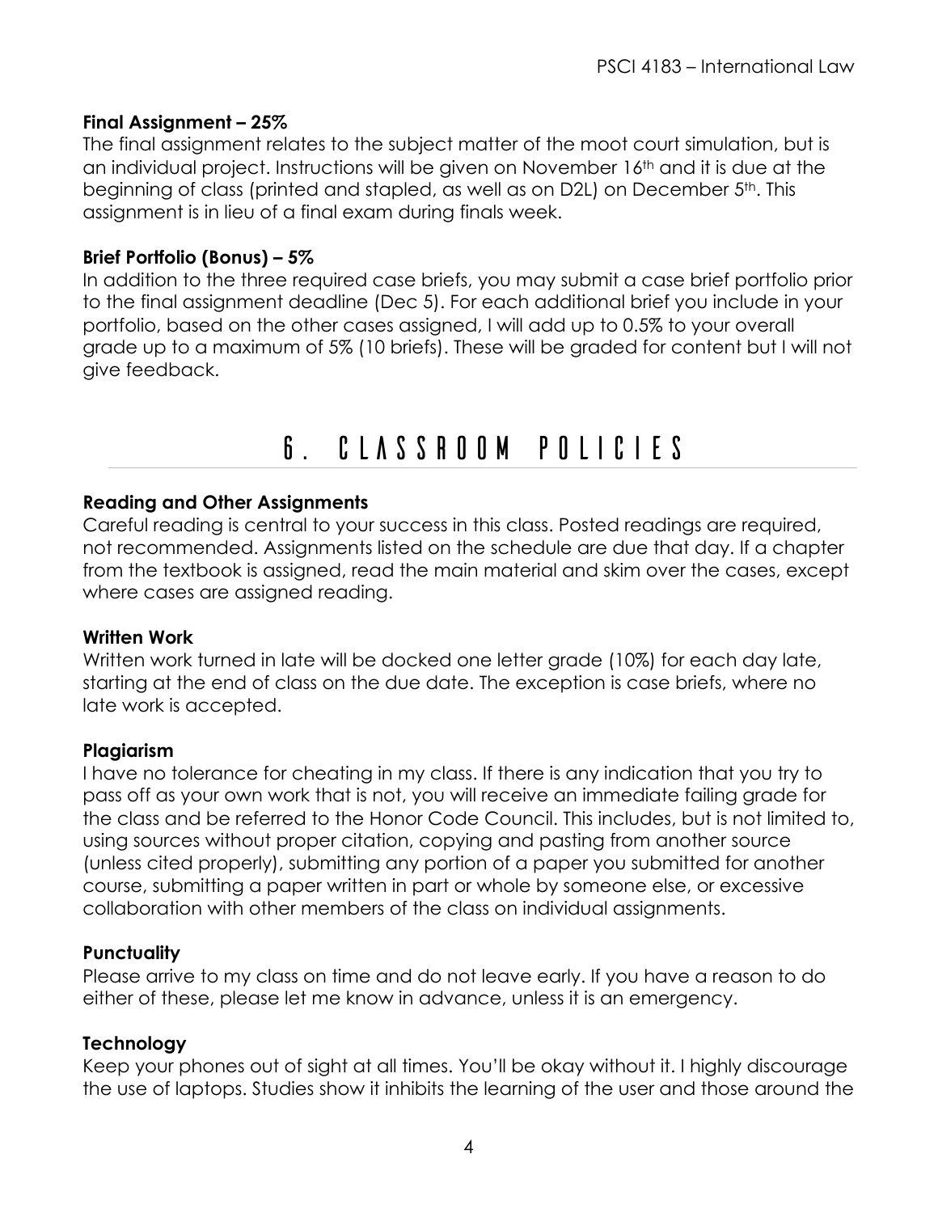### Final Assignment – 25%

The final assignment relates to the subject matter of the moot court simulation, but is an individual project. Instructions will be given on November 16th and it is due at the beginning of class (printed and stapled, as well as on D2L) on December 5th. This assignment is in lieu of a final exam during finals week.

### Brief Portfolio (Bonus) – 5%

In addition to the three required case briefs, you may submit a case brief portfolio prior to the final assignment deadline (Dec 5). For each additional brief you include in your portfolio, based on the other cases assigned, I will add up to 0.5% to your overall grade up to a maximum of 5% (10 briefs). These will be graded for content but I will not give feedback.

## 6. CLASSROOM POLICIES

### Reading and Other Assignments

Careful reading is central to your success in this class. Posted readings are required, not recommended. Assignments listed on the schedule are due that day. If a chapter from the textbook is assigned, read the main material and skim over the cases, except where cases are assigned reading.

### Written Work

Written work turned in late will be docked one letter grade (10%) for each day late, starting at the end of class on the due date. The exception is case briefs, where no late work is accepted.

### Plagiarism

I have no tolerance for cheating in my class. If there is any indication that you try to pass off as your own work that is not, you will receive an immediate failing grade for the class and be referred to the Honor Code Council. This includes, but is not limited to, using sources without proper citation, copying and pasting from another source (unless cited properly), submitting any portion of a paper you submitted for another course, submitting a paper written in part or whole by someone else, or excessive collaboration with other members of the class on individual assignments.

### Punctuality

Please arrive to my class on time and do not leave early. If you have a reason to do either of these, please let me know in advance, unless it is an emergency.

### Technology

Keep your phones out of sight at all times. You'll be okay without it. I highly discourage the use of laptops. Studies show it inhibits the learning of the user and those around the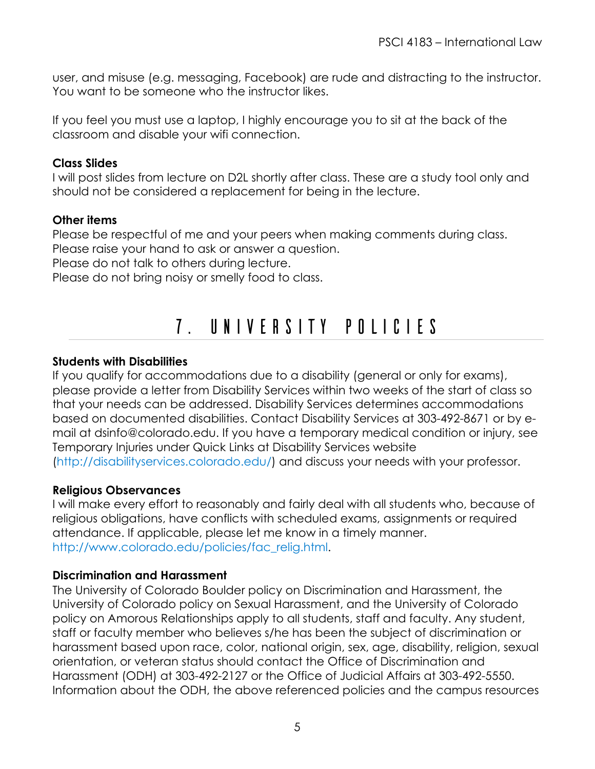user, and misuse (e.g. messaging, Facebook) are rude and distracting to the instructor. You want to be someone who the instructor likes.

If you feel you must use a laptop, I highly encourage you to sit at the back of the classroom and disable your wifi connection.

**Class Slides**

I will post slides from lecture on D2L shortly after class. These are a study tool only and should not be considered a replacement for being in the lecture.

**Other items**

Please be respectful of me and your peers when making comments during class.
Please raise your hand to ask or answer a question.
Please do not talk to others during lecture.
Please do not bring noisy or smelly food to class.

# 7. UNIVERSITY POLICIES

**Students with Disabilities**

If you qualify for accommodations due to a disability (general or only for exams), please provide a letter from Disability Services within two weeks of the start of class so that your needs can be addressed. Disability Services determines accommodations based on documented disabilities. Contact Disability Services at 303-492-8671 or by e-mail at dsinfo@colorado.edu. If you have a temporary medical condition or injury, see Temporary Injuries under Quick Links at Disability Services website (http://disabilityservices.colorado.edu/) and discuss your needs with your professor.

**Religious Observances**

I will make every effort to reasonably and fairly deal with all students who, because of religious obligations, have conflicts with scheduled exams, assignments or required attendance. If applicable, please let me know in a timely manner. http://www.colorado.edu/policies/fac_relig.html.

**Discrimination and Harassment**

The University of Colorado Boulder policy on Discrimination and Harassment, the University of Colorado policy on Sexual Harassment, and the University of Colorado policy on Amorous Relationships apply to all students, staff and faculty. Any student, staff or faculty member who believes s/he has been the subject of discrimination or harassment based upon race, color, national origin, sex, age, disability, religion, sexual orientation, or veteran status should contact the Office of Discrimination and Harassment (ODH) at 303-492-2127 or the Office of Judicial Affairs at 303-492-5550. Information about the ODH, the above referenced policies and the campus resources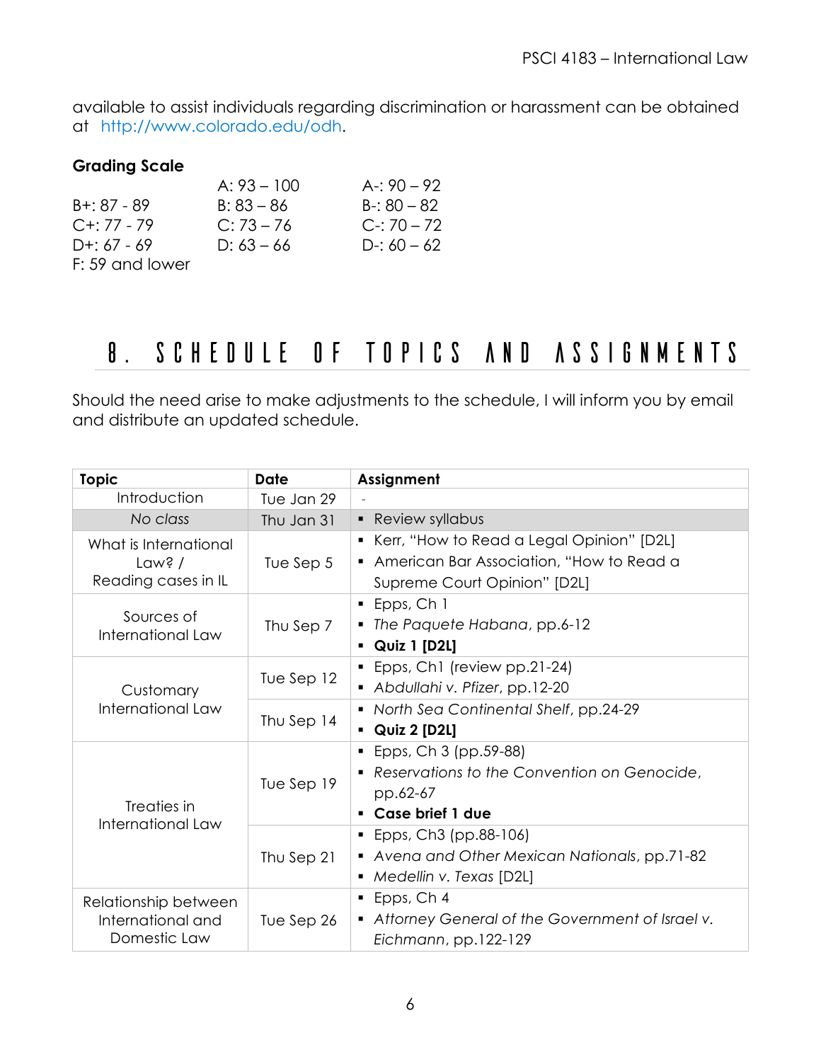available to assist individuals regarding discrimination or harassment can be obtained at http://www.colorado.edu/odh.

**Grading Scale**

| | | |
|---|---|---|
| | A: 93 – 100 | A-: 90 – 92 |
| B+: 87 - 89 | B: 83 – 86 | B-: 80 – 82 |
| C+: 77 - 79 | C: 73 – 76 | C-: 70 – 72 |
| D+: 67 - 69 | D: 63 – 66 | D-: 60 – 62 |
| F: 59 and lower | | |

# 8. SCHEDULE OF TOPICS AND ASSIGNMENTS

Should the need arise to make adjustments to the schedule, I will inform you by email and distribute an updated schedule.

| Topic | Date | Assignment |
|---|---|---|
| Introduction | Tue Jan 29 | - |
| *No class* | Thu Jan 31 | ▪ Review syllabus |
| What is International Law? / Reading cases in IL | Tue Sep 5 | ▪ Kerr, "How to Read a Legal Opinion" [D2L]<br>▪ American Bar Association, "How to Read a Supreme Court Opinion" [D2L] |
| Sources of International Law | Thu Sep 7 | ▪ Epps, Ch 1<br>▪ *The Paquete Habana*, pp.6-12<br>▪ **Quiz 1 [D2L]** |
| Customary International Law | Tue Sep 12 | ▪ Epps, Ch1 (review pp.21-24)<br>▪ *Abdullahi v. Pfizer*, pp.12-20 |
| | Thu Sep 14 | ▪ *North Sea Continental Shelf*, pp.24-29<br>▪ **Quiz 2 [D2L]** |
| Treaties in International Law | Tue Sep 19 | ▪ Epps, Ch 3 (pp.59-88)<br>▪ *Reservations to the Convention on Genocide*, pp.62-67<br>▪ **Case brief 1 due** |
| | Thu Sep 21 | ▪ Epps, Ch3 (pp.88-106)<br>▪ *Avena and Other Mexican Nationals*, pp.71-82<br>▪ *Medellin v. Texas* [D2L] |
| Relationship between International and Domestic Law | Tue Sep 26 | ▪ Epps, Ch 4<br>▪ *Attorney General of the Government of Israel v. Eichmann*, pp.122-129 |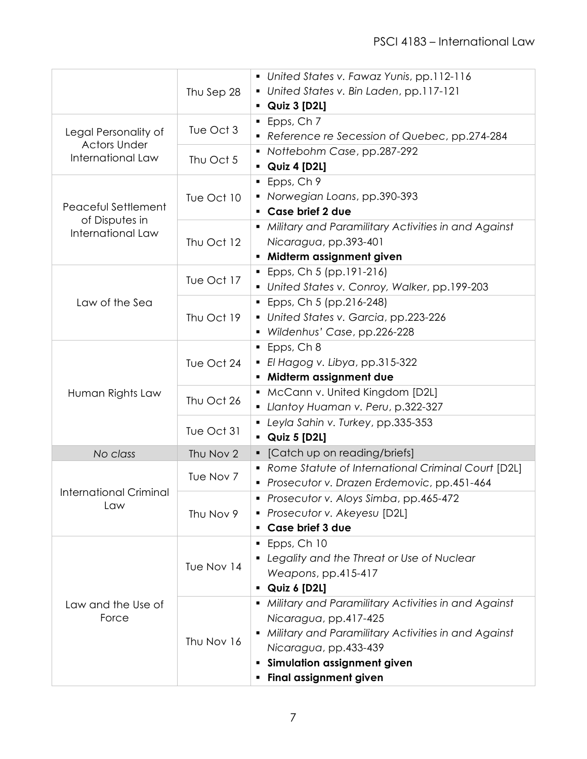| | | |
|---|---|---|
| | Thu Sep 28 | ▪ *United States v. Fawaz Yunis*, pp.112-116<br>▪ *United States v. Bin Laden*, pp.117-121<br>▪ **Quiz 3 [D2L]** |
| Legal Personality of Actors Under International Law | Tue Oct 3 | ▪ Epps, Ch 7<br>▪ *Reference re Secession of Quebec*, pp.274-284 |
| | Thu Oct 5 | ▪ *Nottebohm Case*, pp.287-292<br>▪ **Quiz 4 [D2L]** |
| Peaceful Settlement of Disputes in International Law | Tue Oct 10 | ▪ Epps, Ch 9<br>▪ *Norwegian Loans*, pp.390-393<br>▪ **Case brief 2 due** |
| | Thu Oct 12 | ▪ *Military and Paramilitary Activities in and Against Nicaragua*, pp.393-401<br>▪ **Midterm assignment given** |
| Law of the Sea | Tue Oct 17 | ▪ Epps, Ch 5 (pp.191-216)<br>▪ *United States v. Conroy, Walker*, pp.199-203 |
| | Thu Oct 19 | ▪ Epps, Ch 5 (pp.216-248)<br>▪ *United States v. Garcia*, pp.223-226<br>▪ *Wildenhus' Case*, pp.226-228 |
| Human Rights Law | Tue Oct 24 | ▪ Epps, Ch 8<br>▪ *El Hagog v. Libya*, pp.315-322<br>▪ **Midterm assignment due** |
| | Thu Oct 26 | ▪ McCann v. United Kingdom [D2L]<br>▪ *Llantoy Huaman v. Peru*, p.322-327 |
| | Tue Oct 31 | ▪ *Leyla Sahin v. Turkey*, pp.335-353<br>▪ **Quiz 5 [D2L]** |
| *No class* | Thu Nov 2 | ▪ [Catch up on reading/briefs] |
| International Criminal Law | Tue Nov 7 | ▪ *Rome Statute of International Criminal Court* [D2L]<br>▪ *Prosecutor v. Drazen Erdemovic*, pp.451-464 |
| | Thu Nov 9 | ▪ *Prosecutor v. Aloys Simba*, pp.465-472<br>▪ *Prosecutor v. Akeyesu* [D2L]<br>▪ **Case brief 3 due** |
| Law and the Use of Force | Tue Nov 14 | ▪ Epps, Ch 10<br>▪ *Legality and the Threat or Use of Nuclear Weapons*, pp.415-417<br>▪ **Quiz 6 [D2L]** |
| | Thu Nov 16 | ▪ *Military and Paramilitary Activities in and Against Nicaragua*, pp.417-425<br>▪ *Military and Paramilitary Activities in and Against Nicaragua*, pp.433-439<br>▪ **Simulation assignment given**<br>▪ **Final assignment given** |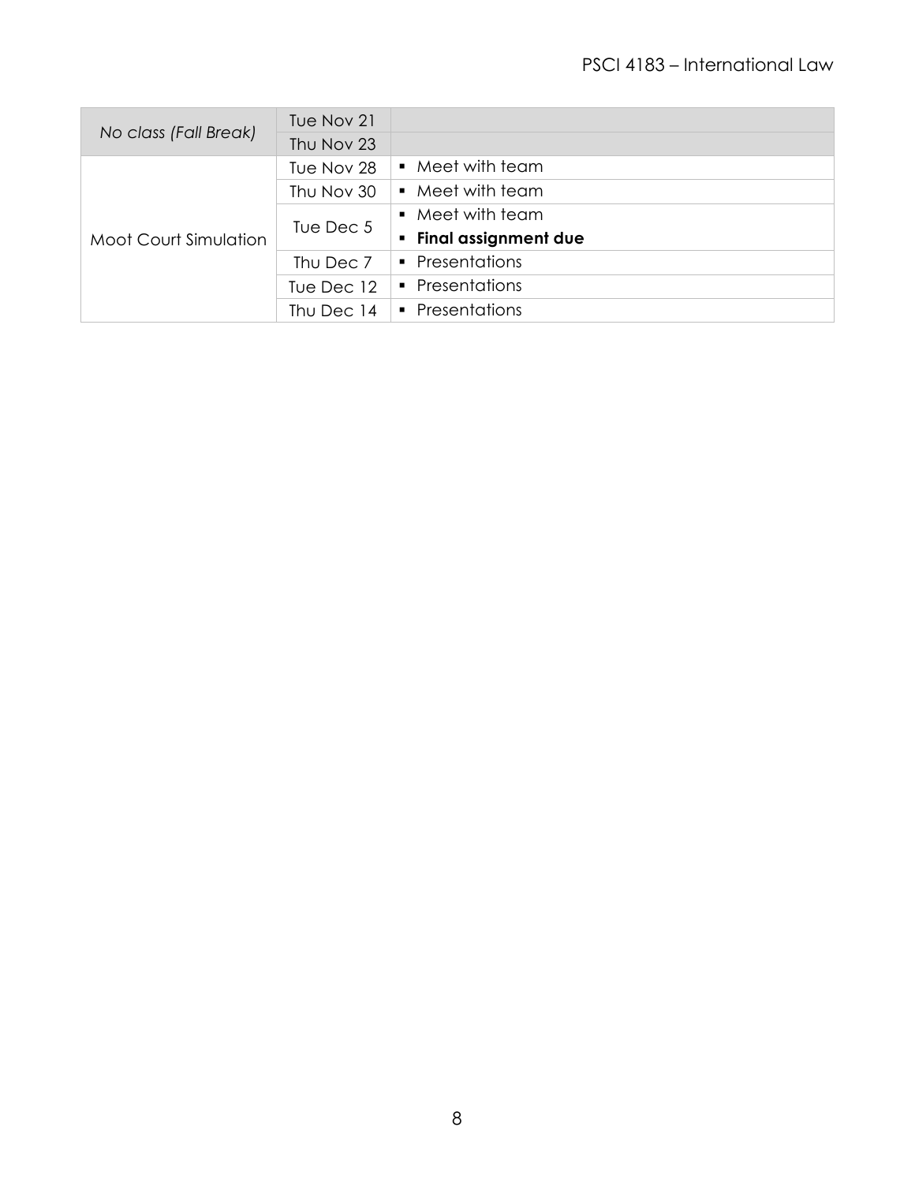| | | |
|---|---|---|
| *No class (Fall Break)* | Tue Nov 21 | |
| | Thu Nov 23 | |
| Moot Court Simulation | Tue Nov 28 | ▪ Meet with team |
| | Thu Nov 30 | ▪ Meet with team |
| | Tue Dec 5 | ▪ Meet with team<br>▪ **Final assignment due** |
| | Thu Dec 7 | ▪ Presentations |
| | Tue Dec 12 | ▪ Presentations |
| | Thu Dec 14 | ▪ Presentations |